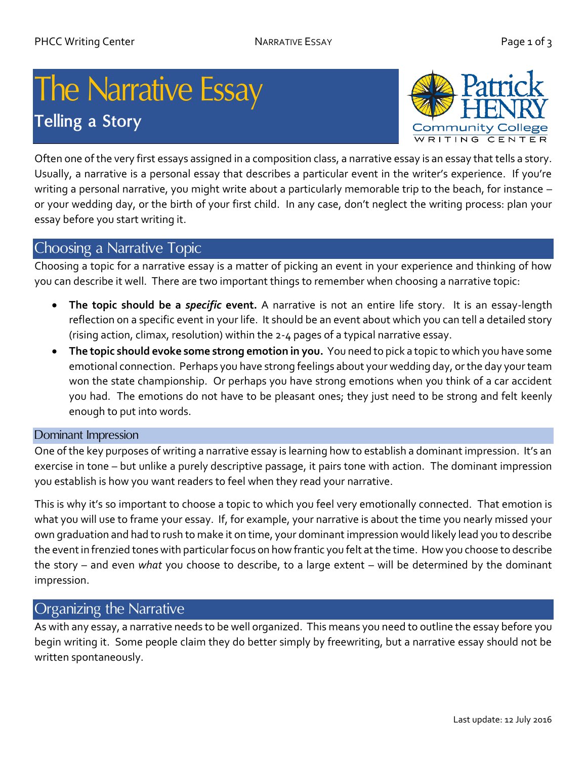# The Narrative Essay

## Telling a Story

Often one of the very first essays assigned in a composition class, a narrative essay is an essay that tells a story. Usually, a narrative is a personal essay that describes a particular event in the writer's experience. If you're writing a personal narrative, you might write about a particularly memorable trip to the beach, for instance – or your wedding day, or the birth of your first child. In any case, don't neglect the writing process: plan your essay before you start writing it.

## Choosing a Narrative Topic

Choosing a topic for a narrative essay is a matter of picking an event in your experience and thinking of how you can describe it well. There are two important things to remember when choosing a narrative topic:

- **The topic should be a *specific* event.** A narrative is not an entire life story. It is an essay-length reflection on a specific event in your life. It should be an event about which you can tell a detailed story (rising action, climax, resolution) within the 2-4 pages of a typical narrative essay.
- **The topic should evoke some strong emotion in you.** You need to pick a topic to which you have some emotional connection. Perhaps you have strong feelings about your wedding day, or the day your team won the state championship. Or perhaps you have strong emotions when you think of a car accident you had. The emotions do not have to be pleasant ones; they just need to be strong and felt keenly enough to put into words.

### Dominant Impression

One of the key purposes of writing a narrative essay is learning how to establish a dominant impression. It's an exercise in tone – but unlike a purely descriptive passage, it pairs tone with action. The dominant impression you establish is how you want readers to feel when they read your narrative.

This is why it's so important to choose a topic to which you feel very emotionally connected. That emotion is what you will use to frame your essay. If, for example, your narrative is about the time you nearly missed your own graduation and had to rush to make it on time, your dominant impression would likely lead you to describe the event in frenzied tones with particular focus on how frantic you felt at the time. How you choose to describe the story – and even *what* you choose to describe, to a large extent – will be determined by the dominant impression.

## Organizing the Narrative

As with any essay, a narrative needs to be well organized. This means you need to outline the essay before you begin writing it. Some people claim they do better simply by freewriting, but a narrative essay should not be written spontaneously.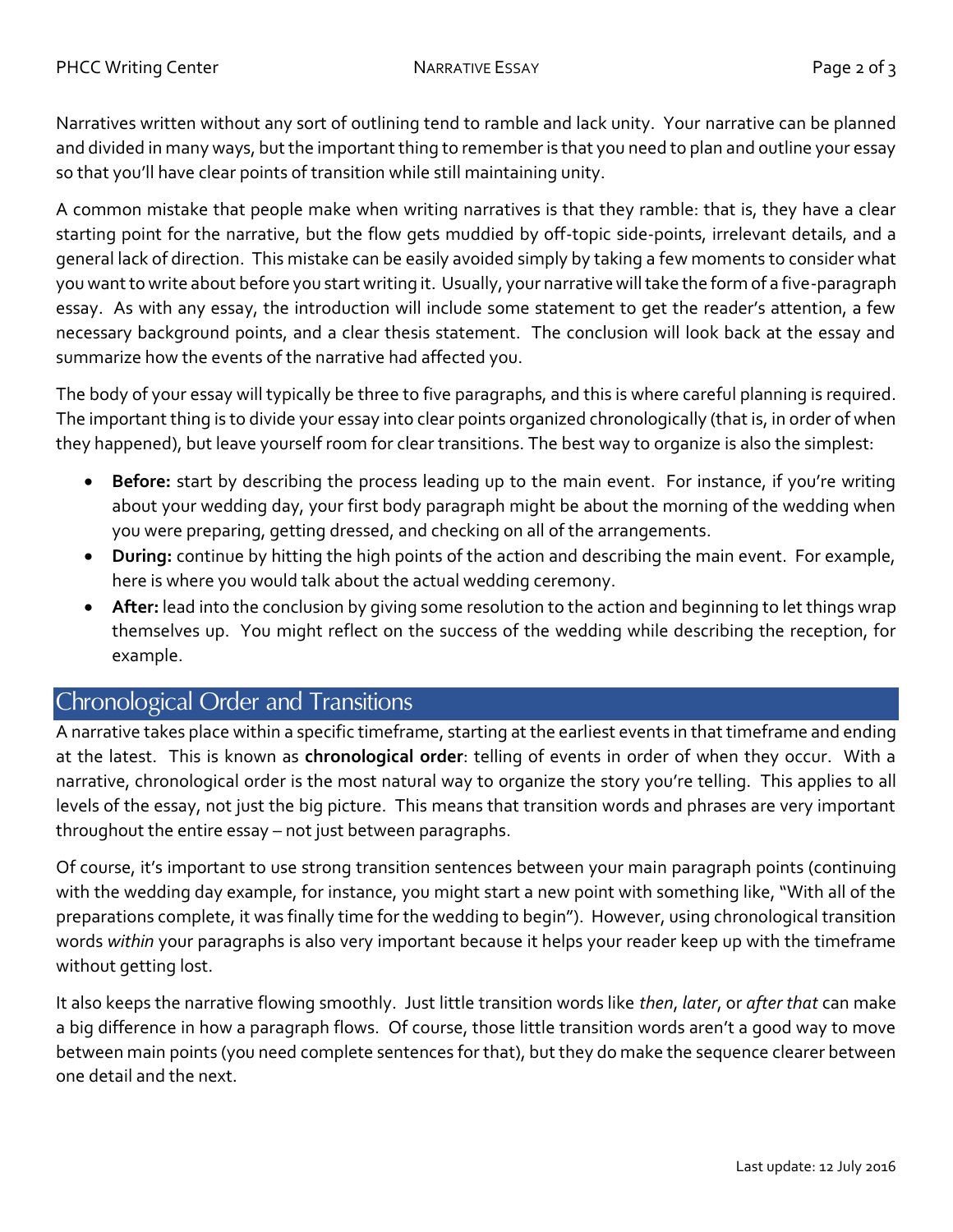Narratives written without any sort of outlining tend to ramble and lack unity. Your narrative can be planned and divided in many ways, but the important thing to remember is that you need to plan and outline your essay so that you'll have clear points of transition while still maintaining unity.

A common mistake that people make when writing narratives is that they ramble: that is, they have a clear starting point for the narrative, but the flow gets muddied by off-topic side-points, irrelevant details, and a general lack of direction. This mistake can be easily avoided simply by taking a few moments to consider what you want to write about before you start writing it. Usually, your narrative will take the form of a five-paragraph essay. As with any essay, the introduction will include some statement to get the reader's attention, a few necessary background points, and a clear thesis statement. The conclusion will look back at the essay and summarize how the events of the narrative had affected you.

The body of your essay will typically be three to five paragraphs, and this is where careful planning is required. The important thing is to divide your essay into clear points organized chronologically (that is, in order of when they happened), but leave yourself room for clear transitions. The best way to organize is also the simplest:

- **Before:** start by describing the process leading up to the main event. For instance, if you're writing about your wedding day, your first body paragraph might be about the morning of the wedding when you were preparing, getting dressed, and checking on all of the arrangements.
- **During:** continue by hitting the high points of the action and describing the main event. For example, here is where you would talk about the actual wedding ceremony.
- **After:** lead into the conclusion by giving some resolution to the action and beginning to let things wrap themselves up. You might reflect on the success of the wedding while describing the reception, for example.

## Chronological Order and Transitions

A narrative takes place within a specific timeframe, starting at the earliest events in that timeframe and ending at the latest. This is known as **chronological order**: telling of events in order of when they occur. With a narrative, chronological order is the most natural way to organize the story you're telling. This applies to all levels of the essay, not just the big picture. This means that transition words and phrases are very important throughout the entire essay – not just between paragraphs.

Of course, it's important to use strong transition sentences between your main paragraph points (continuing with the wedding day example, for instance, you might start a new point with something like, "With all of the preparations complete, it was finally time for the wedding to begin"). However, using chronological transition words *within* your paragraphs is also very important because it helps your reader keep up with the timeframe without getting lost.

It also keeps the narrative flowing smoothly. Just little transition words like *then*, *later*, or *after that* can make a big difference in how a paragraph flows. Of course, those little transition words aren't a good way to move between main points (you need complete sentences for that), but they do make the sequence clearer between one detail and the next.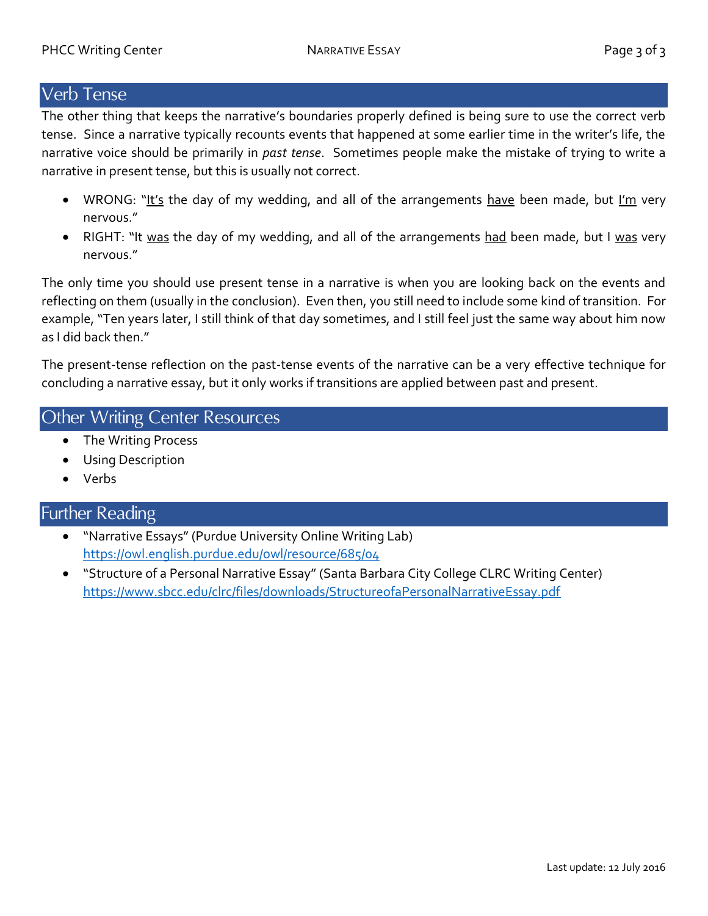## Verb Tense

The other thing that keeps the narrative's boundaries properly defined is being sure to use the correct verb tense. Since a narrative typically recounts events that happened at some earlier time in the writer's life, the narrative voice should be primarily in *past tense*. Sometimes people make the mistake of trying to write a narrative in present tense, but this is usually not correct.

- WRONG: "<u>It's</u> the day of my wedding, and all of the arrangements <u>have</u> been made, but <u>I'm</u> very nervous."
- RIGHT: "It <u>was</u> the day of my wedding, and all of the arrangements <u>had</u> been made, but I <u>was</u> very nervous."

The only time you should use present tense in a narrative is when you are looking back on the events and reflecting on them (usually in the conclusion). Even then, you still need to include some kind of transition. For example, "Ten years later, I still think of that day sometimes, and I still feel just the same way about him now as I did back then."

The present-tense reflection on the past-tense events of the narrative can be a very effective technique for concluding a narrative essay, but it only works if transitions are applied between past and present.

## Other Writing Center Resources

- The Writing Process
- Using Description
- Verbs

## Further Reading

- "Narrative Essays" (Purdue University Online Writing Lab) https://owl.english.purdue.edu/owl/resource/685/04
- "Structure of a Personal Narrative Essay" (Santa Barbara City College CLRC Writing Center) https://www.sbcc.edu/clrc/files/downloads/StructureofaPersonalNarrativeEssay.pdf

Last update: 12 July 2016